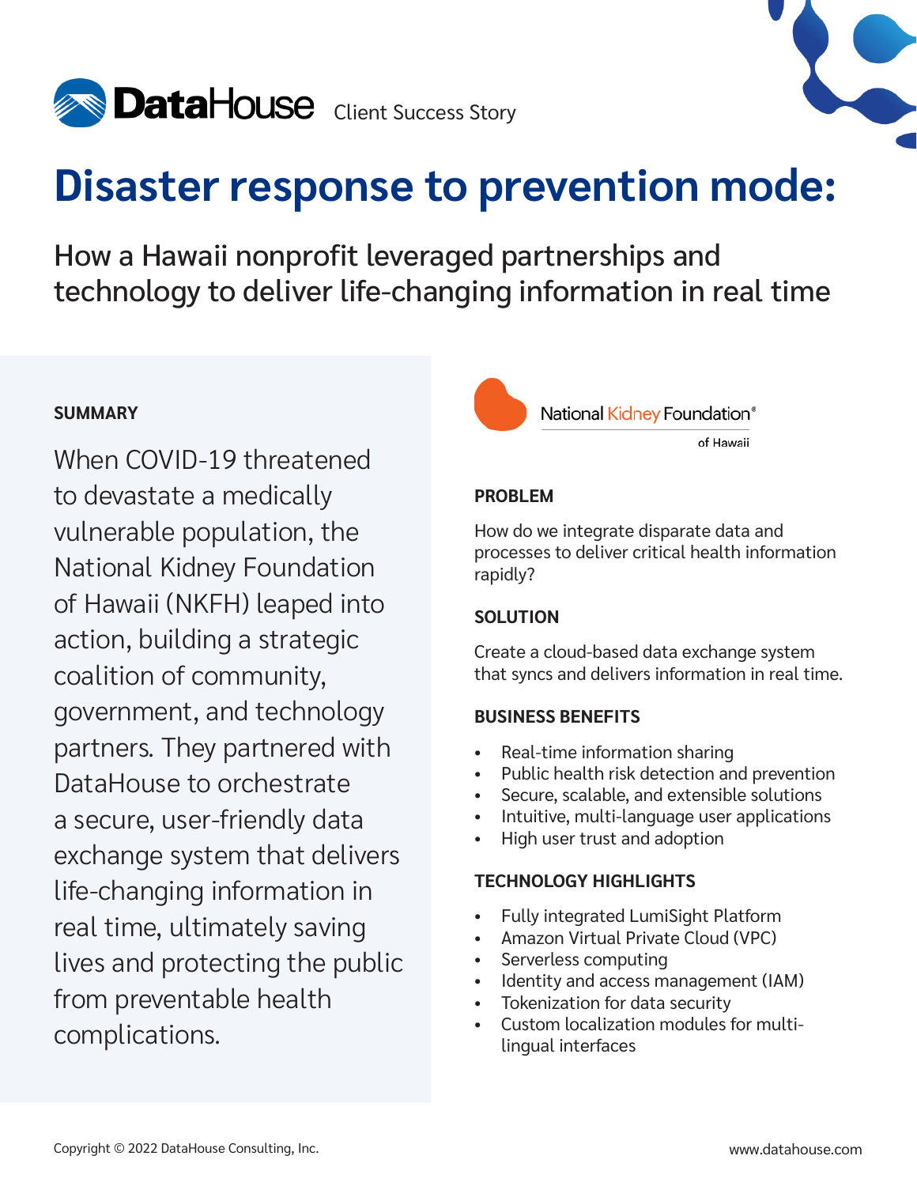DataHouse Client Success Story

# Disaster response to prevention mode:

## How a Hawaii nonprofit leveraged partnerships and technology to deliver life-changing information in real time

### SUMMARY

When COVID-19 threatened to devastate a medically vulnerable population, the National Kidney Foundation of Hawaii (NKFH) leaped into action, building a strategic coalition of community, government, and technology partners. They partnered with DataHouse to orchestrate a secure, user-friendly data exchange system that delivers life-changing information in real time, ultimately saving lives and protecting the public from preventable health complications.

National Kidney Foundation® of Hawaii

### PROBLEM

How do we integrate disparate data and processes to deliver critical health information rapidly?

### SOLUTION

Create a cloud-based data exchange system that syncs and delivers information in real time.

### BUSINESS BENEFITS

- Real-time information sharing
- Public health risk detection and prevention
- Secure, scalable, and extensible solutions
- Intuitive, multi-language user applications
- High user trust and adoption

### TECHNOLOGY HIGHLIGHTS

- Fully integrated LumiSight Platform
- Amazon Virtual Private Cloud (VPC)
- Serverless computing
- Identity and access management (IAM)
- Tokenization for data security
- Custom localization modules for multi-lingual interfaces

Copyright © 2022 DataHouse Consulting, Inc.

www.datahouse.com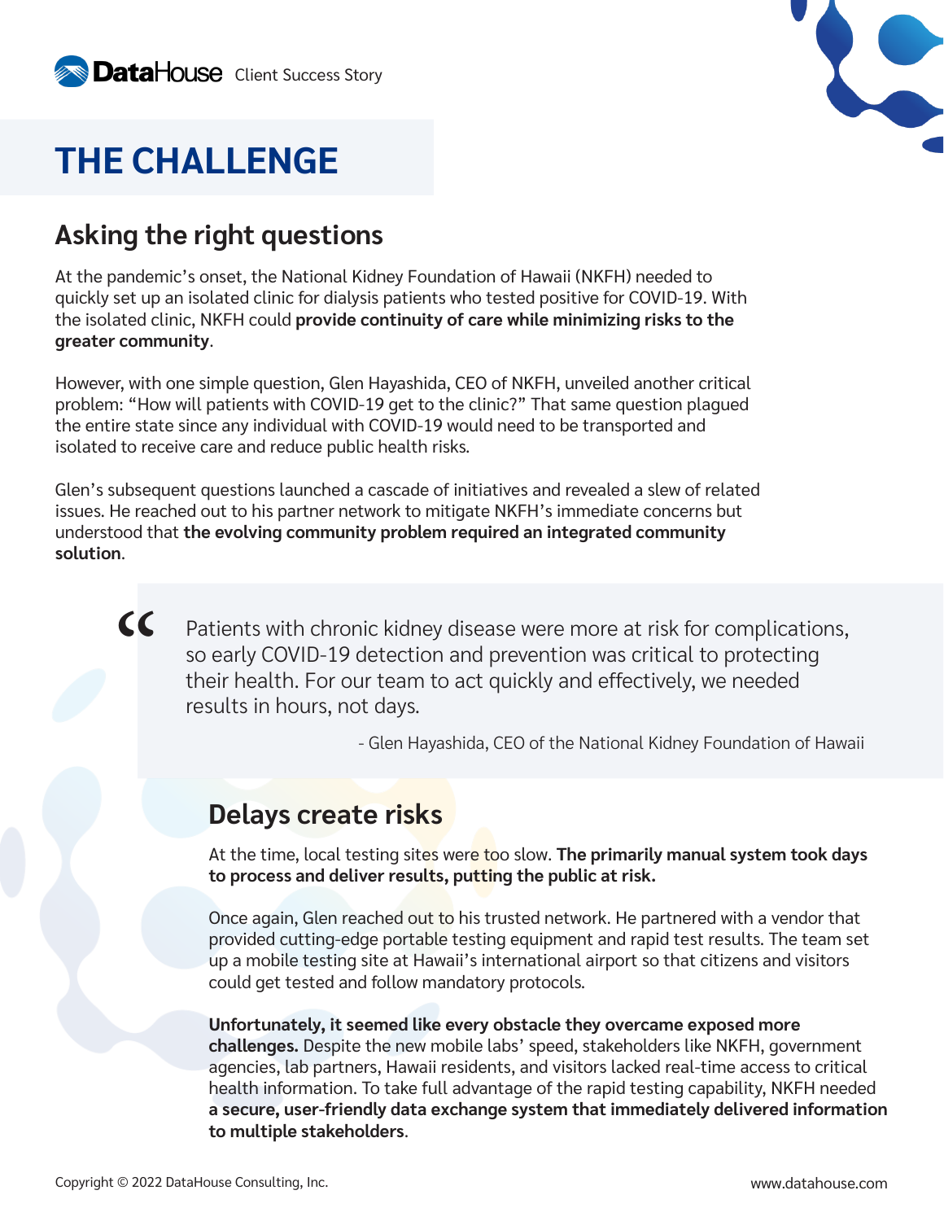# THE CHALLENGE

## Asking the right questions

At the pandemic's onset, the National Kidney Foundation of Hawaii (NKFH) needed to quickly set up an isolated clinic for dialysis patients who tested positive for COVID-19. With the isolated clinic, NKFH could **provide continuity of care while minimizing risks to the greater community**.

However, with one simple question, Glen Hayashida, CEO of NKFH, unveiled another critical problem: "How will patients with COVID-19 get to the clinic?" That same question plagued the entire state since any individual with COVID-19 would need to be transported and isolated to receive care and reduce public health risks.

Glen's subsequent questions launched a cascade of initiatives and revealed a slew of related issues. He reached out to his partner network to mitigate NKFH's immediate concerns but understood that **the evolving community problem required an integrated community solution**.

> "Patients with chronic kidney disease were more at risk for complications, so early COVID-19 detection and prevention was critical to protecting their health. For our team to act quickly and effectively, we needed results in hours, not days.
>
> \- Glen Hayashida, CEO of the National Kidney Foundation of Hawaii

## Delays create risks

At the time, local testing sites were too slow. **The primarily manual system took days to process and deliver results, putting the public at risk.**

Once again, Glen reached out to his trusted network. He partnered with a vendor that provided cutting-edge portable testing equipment and rapid test results. The team set up a mobile testing site at Hawaii's international airport so that citizens and visitors could get tested and follow mandatory protocols.

**Unfortunately, it seemed like every obstacle they overcame exposed more challenges.** Despite the new mobile labs' speed, stakeholders like NKFH, government agencies, lab partners, Hawaii residents, and visitors lacked real-time access to critical health information. To take full advantage of the rapid testing capability, NKFH needed **a secure, user-friendly data exchange system that immediately delivered information to multiple stakeholders**.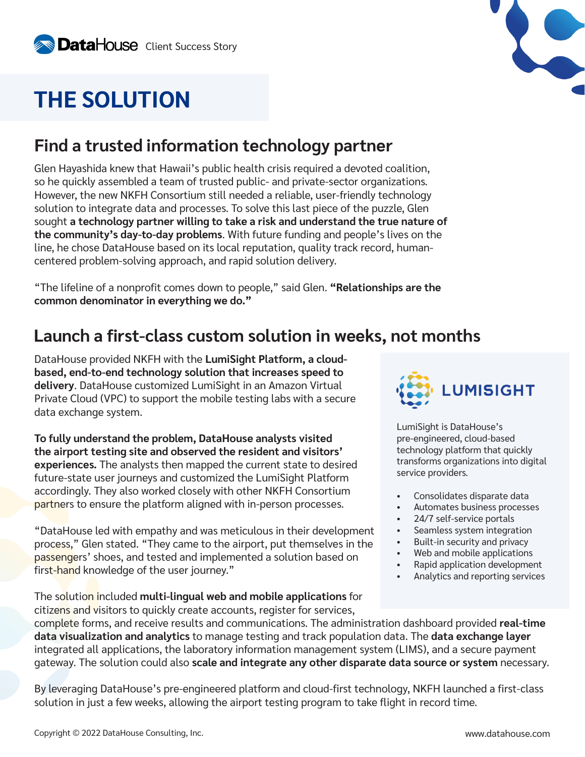DataHouse Client Success Story

# THE SOLUTION

## Find a trusted information technology partner

Glen Hayashida knew that Hawaii's public health crisis required a devoted coalition, so he quickly assembled a team of trusted public- and private-sector organizations. However, the new NKFH Consortium still needed a reliable, user-friendly technology solution to integrate data and processes. To solve this last piece of the puzzle, Glen sought **a technology partner willing to take a risk and understand the true nature of the community's day-to-day problems**. With future funding and people's lives on the line, he chose DataHouse based on its local reputation, quality track record, human-centered problem-solving approach, and rapid solution delivery.

"The lifeline of a nonprofit comes down to people," said Glen. **"Relationships are the common denominator in everything we do."**

## Launch a first-class custom solution in weeks, not months

DataHouse provided NKFH with the **LumiSight Platform, a cloud-based, end-to-end technology solution that increases speed to delivery**. DataHouse customized LumiSight in an Amazon Virtual Private Cloud (VPC) to support the mobile testing labs with a secure data exchange system.

**To fully understand the problem, DataHouse analysts visited the airport testing site and observed the resident and visitors' experiences.** The analysts then mapped the current state to desired future-state user journeys and customized the LumiSight Platform accordingly. They also worked closely with other NKFH Consortium partners to ensure the platform aligned with in-person processes.

"DataHouse led with empathy and was meticulous in their development process," Glen stated. "They came to the airport, put themselves in the passengers' shoes, and tested and implemented a solution based on first-hand knowledge of the user journey."

The solution included **multi-lingual web and mobile applications** for citizens and visitors to quickly create accounts, register for services, complete forms, and receive results and communications. The administration dashboard provided **real-time data visualization and analytics** to manage testing and track population data. The **data exchange layer** integrated all applications, the laboratory information management system (LIMS), and a secure payment gateway. The solution could also **scale and integrate any other disparate data source or system** necessary.

By leveraging DataHouse's pre-engineered platform and cloud-first technology, NKFH launched a first-class solution in just a few weeks, allowing the airport testing program to take flight in record time.

**LUMISIGHT**

LumiSight is DataHouse's pre-engineered, cloud-based technology platform that quickly transforms organizations into digital service providers.

- Consolidates disparate data
- Automates business processes
- 24/7 self-service portals
- Seamless system integration
- Built-in security and privacy
- Web and mobile applications
- Rapid application development
- Analytics and reporting services

Copyright © 2022 DataHouse Consulting, Inc. www.datahouse.com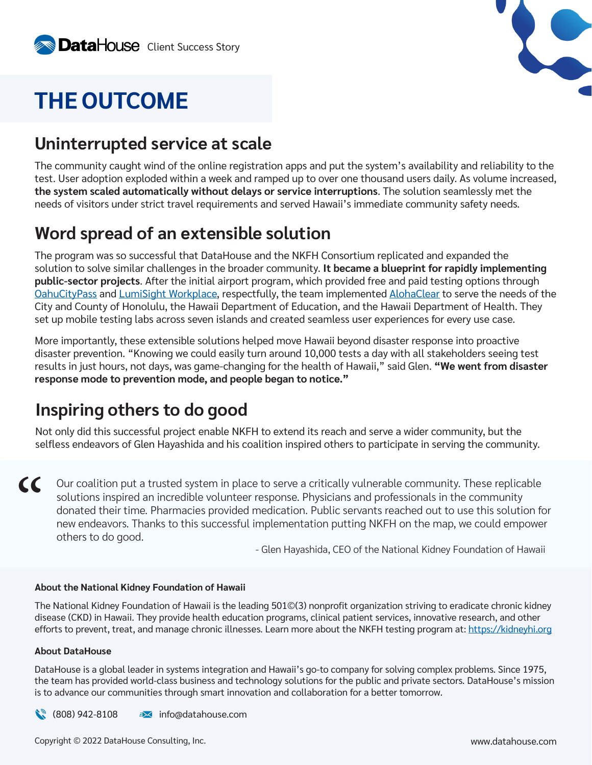DataHouse Client Success Story

# THE OUTCOME

## Uninterrupted service at scale

The community caught wind of the online registration apps and put the system's availability and reliability to the test. User adoption exploded within a week and ramped up to over one thousand users daily. As volume increased, **the system scaled automatically without delays or service interruptions**. The solution seamlessly met the needs of visitors under strict travel requirements and served Hawaii's immediate community safety needs.

## Word spread of an extensible solution

The program was so successful that DataHouse and the NKFH Consortium replicated and expanded the solution to solve similar challenges in the broader community. **It became a blueprint for rapidly implementing public-sector projects**. After the initial airport program, which provided free and paid testing options through OahuCityPass and LumiSight Workplace, respectfully, the team implemented AlohaClear to serve the needs of the City and County of Honolulu, the Hawaii Department of Education, and the Hawaii Department of Health. They set up mobile testing labs across seven islands and created seamless user experiences for every use case.

More importantly, these extensible solutions helped move Hawaii beyond disaster response into proactive disaster prevention. "Knowing we could easily turn around 10,000 tests a day with all stakeholders seeing test results in just hours, not days, was game-changing for the health of Hawaii," said Glen. **"We went from disaster response mode to prevention mode, and people began to notice."**

## Inspiring others to do good

Not only did this successful project enable NKFH to extend its reach and serve a wider community, but the selfless endeavors of Glen Hayashida and his coalition inspired others to participate in serving the community.

> "Our coalition put a trusted system in place to serve a critically vulnerable community. These replicable solutions inspired an incredible volunteer response. Physicians and professionals in the community donated their time. Pharmacies provided medication. Public servants reached out to use this solution for new endeavors. Thanks to this successful implementation putting NKFH on the map, we could empower others to do good.
>
> \- Glen Hayashida, CEO of the National Kidney Foundation of Hawaii

**About the National Kidney Foundation of Hawaii**

The National Kidney Foundation of Hawaii is the leading 501©(3) nonprofit organization striving to eradicate chronic kidney disease (CKD) in Hawaii. They provide health education programs, clinical patient services, innovative research, and other efforts to prevent, treat, and manage chronic illnesses. Learn more about the NKFH testing program at: https://kidneyhi.org

**About DataHouse**

DataHouse is a global leader in systems integration and Hawaii's go-to company for solving complex problems. Since 1975, the team has provided world-class business and technology solutions for the public and private sectors. DataHouse's mission is to advance our communities through smart innovation and collaboration for a better tomorrow.

(808) 942-8108 info@datahouse.com

Copyright © 2022 DataHouse Consulting, Inc. www.datahouse.com